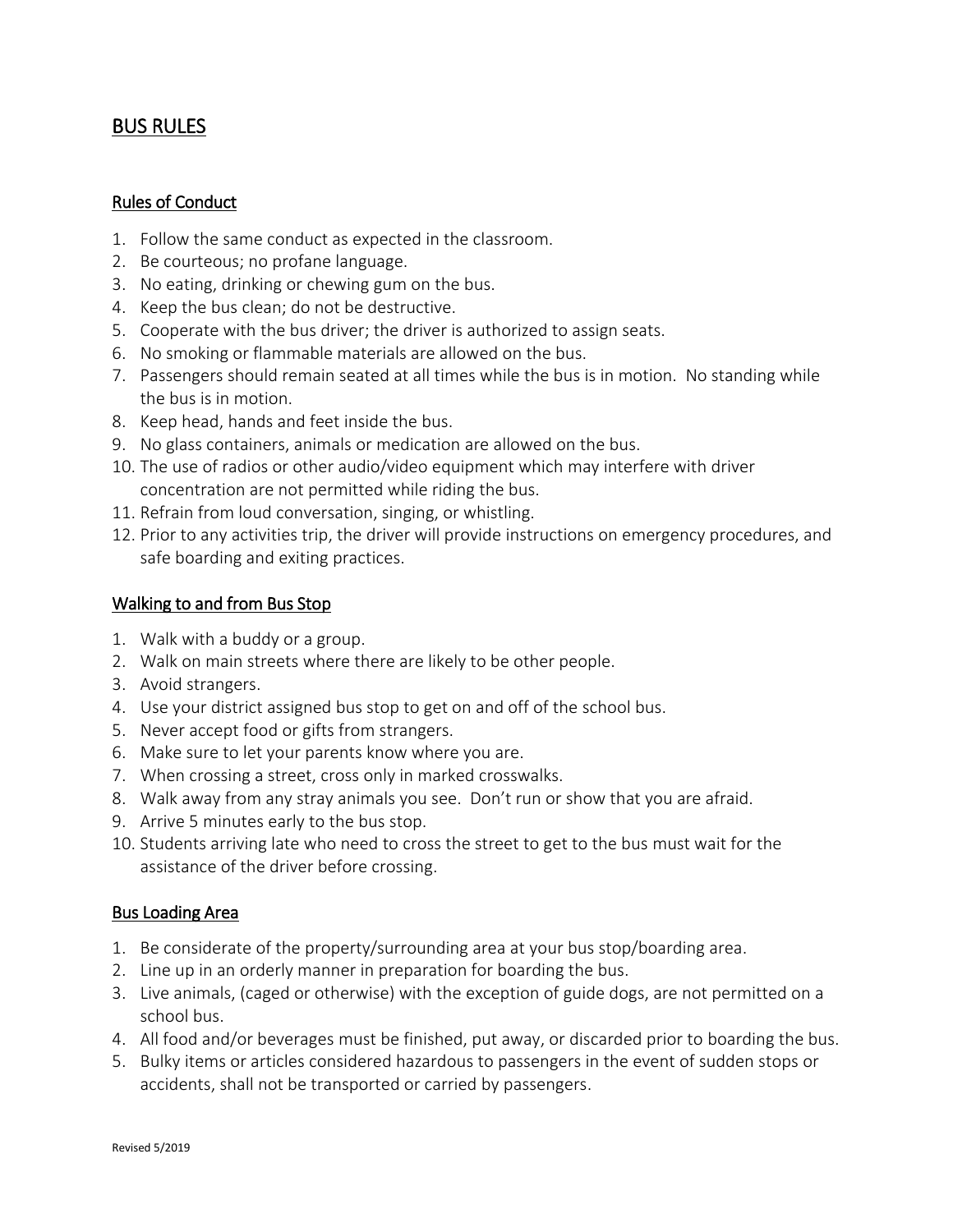# BUS RULES

## Rules of Conduct

1. Follow the same conduct as expected in the classroom.
2. Be courteous; no profane language.
3. No eating, drinking or chewing gum on the bus.
4. Keep the bus clean; do not be destructive.
5. Cooperate with the bus driver; the driver is authorized to assign seats.
6. No smoking or flammable materials are allowed on the bus.
7. Passengers should remain seated at all times while the bus is in motion. No standing while the bus is in motion.
8. Keep head, hands and feet inside the bus.
9. No glass containers, animals or medication are allowed on the bus.
10. The use of radios or other audio/video equipment which may interfere with driver concentration are not permitted while riding the bus.
11. Refrain from loud conversation, singing, or whistling.
12. Prior to any activities trip, the driver will provide instructions on emergency procedures, and safe boarding and exiting practices.

## Walking to and from Bus Stop

1. Walk with a buddy or a group.
2. Walk on main streets where there are likely to be other people.
3. Avoid strangers.
4. Use your district assigned bus stop to get on and off of the school bus.
5. Never accept food or gifts from strangers.
6. Make sure to let your parents know where you are.
7. When crossing a street, cross only in marked crosswalks.
8. Walk away from any stray animals you see. Don't run or show that you are afraid.
9. Arrive 5 minutes early to the bus stop.
10. Students arriving late who need to cross the street to get to the bus must wait for the assistance of the driver before crossing.

## Bus Loading Area

1. Be considerate of the property/surrounding area at your bus stop/boarding area.
2. Line up in an orderly manner in preparation for boarding the bus.
3. Live animals, (caged or otherwise) with the exception of guide dogs, are not permitted on a school bus.
4. All food and/or beverages must be finished, put away, or discarded prior to boarding the bus.
5. Bulky items or articles considered hazardous to passengers in the event of sudden stops or accidents, shall not be transported or carried by passengers.

Revised 5/2019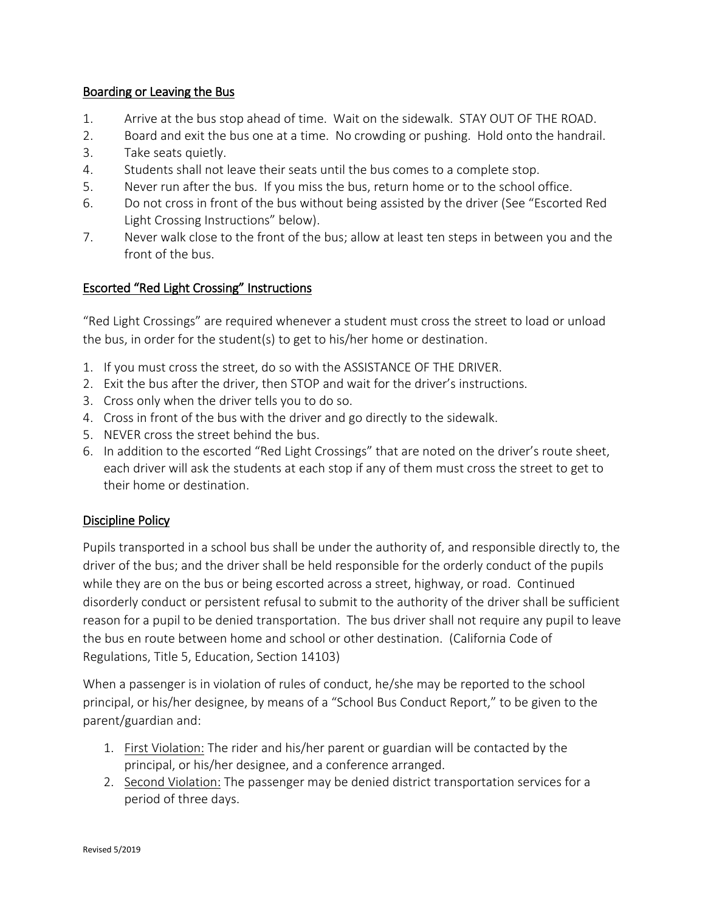## Boarding or Leaving the Bus

1. Arrive at the bus stop ahead of time. Wait on the sidewalk. STAY OUT OF THE ROAD.
2. Board and exit the bus one at a time. No crowding or pushing. Hold onto the handrail.
3. Take seats quietly.
4. Students shall not leave their seats until the bus comes to a complete stop.
5. Never run after the bus. If you miss the bus, return home or to the school office.
6. Do not cross in front of the bus without being assisted by the driver (See "Escorted Red Light Crossing Instructions" below).
7. Never walk close to the front of the bus; allow at least ten steps in between you and the front of the bus.

## Escorted "Red Light Crossing" Instructions

"Red Light Crossings" are required whenever a student must cross the street to load or unload the bus, in order for the student(s) to get to his/her home or destination.

1. If you must cross the street, do so with the ASSISTANCE OF THE DRIVER.
2. Exit the bus after the driver, then STOP and wait for the driver's instructions.
3. Cross only when the driver tells you to do so.
4. Cross in front of the bus with the driver and go directly to the sidewalk.
5. NEVER cross the street behind the bus.
6. In addition to the escorted "Red Light Crossings" that are noted on the driver's route sheet, each driver will ask the students at each stop if any of them must cross the street to get to their home or destination.

## Discipline Policy

Pupils transported in a school bus shall be under the authority of, and responsible directly to, the driver of the bus; and the driver shall be held responsible for the orderly conduct of the pupils while they are on the bus or being escorted across a street, highway, or road. Continued disorderly conduct or persistent refusal to submit to the authority of the driver shall be sufficient reason for a pupil to be denied transportation. The bus driver shall not require any pupil to leave the bus en route between home and school or other destination. (California Code of Regulations, Title 5, Education, Section 14103)

When a passenger is in violation of rules of conduct, he/she may be reported to the school principal, or his/her designee, by means of a "School Bus Conduct Report," to be given to the parent/guardian and:

1. First Violation: The rider and his/her parent or guardian will be contacted by the principal, or his/her designee, and a conference arranged.
2. Second Violation: The passenger may be denied district transportation services for a period of three days.

Revised 5/2019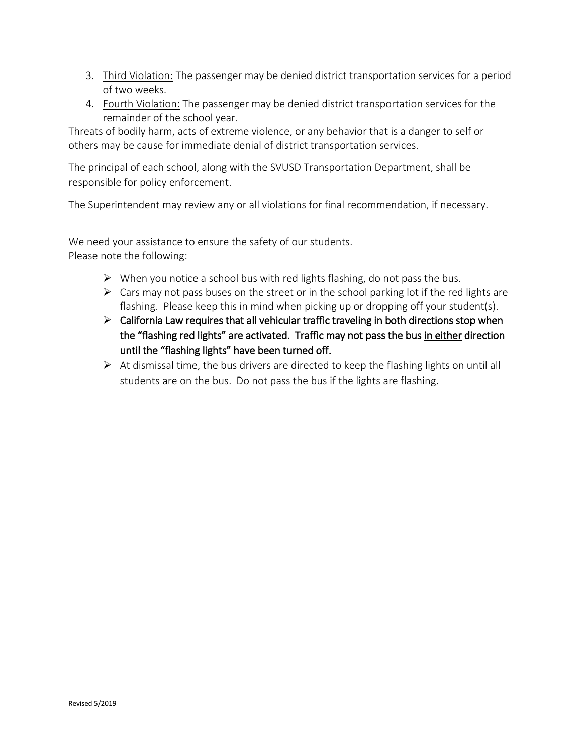3. <u>Third Violation:</u> The passenger may be denied district transportation services for a period of two weeks.
4. <u>Fourth Violation:</u> The passenger may be denied district transportation services for the remainder of the school year.

Threats of bodily harm, acts of extreme violence, or any behavior that is a danger to self or others may be cause for immediate denial of district transportation services.

The principal of each school, along with the SVUSD Transportation Department, shall be responsible for policy enforcement.

The Superintendent may review any or all violations for final recommendation, if necessary.

We need your assistance to ensure the safety of our students.
Please note the following:

- When you notice a school bus with red lights flashing, do not pass the bus.
- Cars may not pass buses on the street or in the school parking lot if the red lights are flashing. Please keep this in mind when picking up or dropping off your student(s).
- **California Law requires that all vehicular traffic traveling in both directions stop when the "flashing red lights" are activated. Traffic may not pass the bus <u>in either</u> direction until the "flashing lights" have been turned off.**
- At dismissal time, the bus drivers are directed to keep the flashing lights on until all students are on the bus. Do not pass the bus if the lights are flashing.

Revised 5/2019